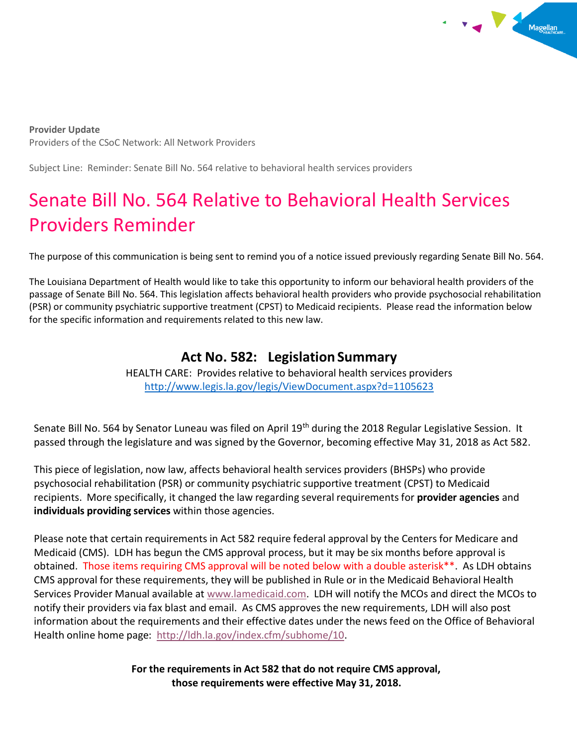**Provider Update**
Providers of the CSoC Network: All Network Providers

Subject Line: Reminder: Senate Bill No. 564 relative to behavioral health services providers

# Senate Bill No. 564 Relative to Behavioral Health Services Providers Reminder

The purpose of this communication is being sent to remind you of a notice issued previously regarding Senate Bill No. 564.

The Louisiana Department of Health would like to take this opportunity to inform our behavioral health providers of the passage of Senate Bill No. 564. This legislation affects behavioral health providers who provide psychosocial rehabilitation (PSR) or community psychiatric supportive treatment (CPST) to Medicaid recipients. Please read the information below for the specific information and requirements related to this new law.

## Act No. 582: Legislation Summary

HEALTH CARE: Provides relative to behavioral health services providers
http://www.legis.la.gov/legis/ViewDocument.aspx?d=1105623

Senate Bill No. 564 by Senator Luneau was filed on April 19th during the 2018 Regular Legislative Session. It passed through the legislature and was signed by the Governor, becoming effective May 31, 2018 as Act 582.

This piece of legislation, now law, affects behavioral health services providers (BHSPs) who provide psychosocial rehabilitation (PSR) or community psychiatric supportive treatment (CPST) to Medicaid recipients. More specifically, it changed the law regarding several requirements for **provider agencies** and **individuals providing services** within those agencies.

Please note that certain requirements in Act 582 require federal approval by the Centers for Medicare and Medicaid (CMS). LDH has begun the CMS approval process, but it may be six months before approval is obtained. Those items requiring CMS approval will be noted below with a double asterisk**. As LDH obtains CMS approval for these requirements, they will be published in Rule or in the Medicaid Behavioral Health Services Provider Manual available at www.lamedicaid.com. LDH will notify the MCOs and direct the MCOs to notify their providers via fax blast and email. As CMS approves the new requirements, LDH will also post information about the requirements and their effective dates under the news feed on the Office of Behavioral Health online home page: http://ldh.la.gov/index.cfm/subhome/10.

**For the requirements in Act 582 that do not require CMS approval, those requirements were effective May 31, 2018.**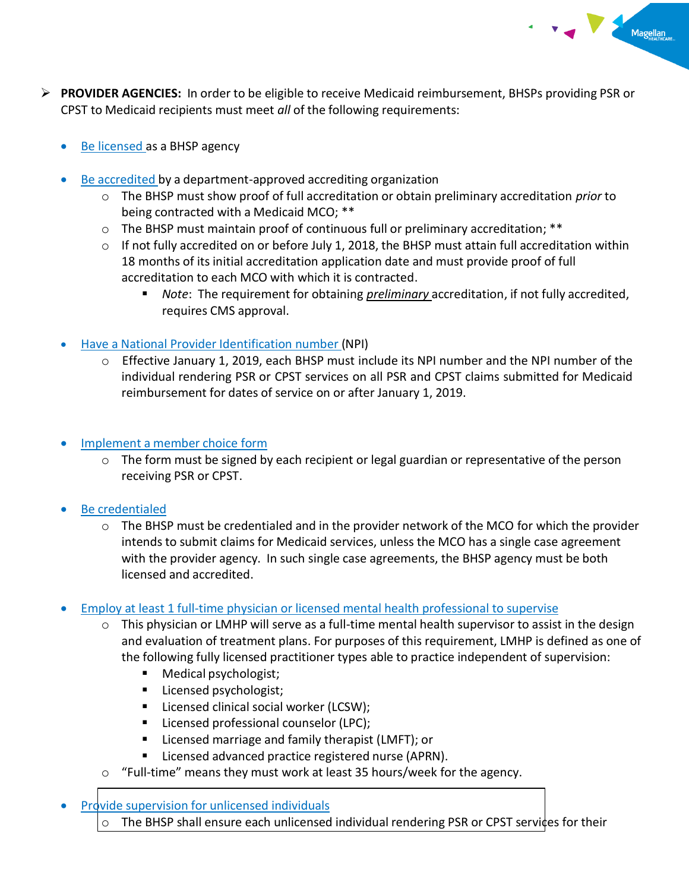- **PROVIDER AGENCIES:** In order to be eligible to receive Medicaid reimbursement, BHSPs providing PSR or CPST to Medicaid recipients must meet *all* of the following requirements:

  - Be licensed as a BHSP agency

  - Be accredited by a department-approved accrediting organization
    - The BHSP must show proof of full accreditation or obtain preliminary accreditation *prior* to being contracted with a Medicaid MCO; **
    - The BHSP must maintain proof of continuous full or preliminary accreditation; **
    - If not fully accredited on or before July 1, 2018, the BHSP must attain full accreditation within 18 months of its initial accreditation application date and must provide proof of full accreditation to each MCO with which it is contracted.
      - *Note*: The requirement for obtaining ***preliminary*** accreditation, if not fully accredited, requires CMS approval.

  - Have a National Provider Identification number (NPI)
    - Effective January 1, 2019, each BHSP must include its NPI number and the NPI number of the individual rendering PSR or CPST services on all PSR and CPST claims submitted for Medicaid reimbursement for dates of service on or after January 1, 2019.

  - Implement a member choice form
    - The form must be signed by each recipient or legal guardian or representative of the person receiving PSR or CPST.

  - Be credentialed
    - The BHSP must be credentialed and in the provider network of the MCO for which the provider intends to submit claims for Medicaid services, unless the MCO has a single case agreement with the provider agency. In such single case agreements, the BHSP agency must be both licensed and accredited.

  - Employ at least 1 full-time physician or licensed mental health professional to supervise
    - This physician or LMHP will serve as a full-time mental health supervisor to assist in the design and evaluation of treatment plans. For purposes of this requirement, LMHP is defined as one of the following fully licensed practitioner types able to practice independent of supervision:
      - Medical psychologist;
      - Licensed psychologist;
      - Licensed clinical social worker (LCSW);
      - Licensed professional counselor (LPC);
      - Licensed marriage and family therapist (LMFT); or
      - Licensed advanced practice registered nurse (APRN).
    - "Full-time" means they must work at least 35 hours/week for the agency.

  - Provide supervision for unlicensed individuals
    - The BHSP shall ensure each unlicensed individual rendering PSR or CPST services for their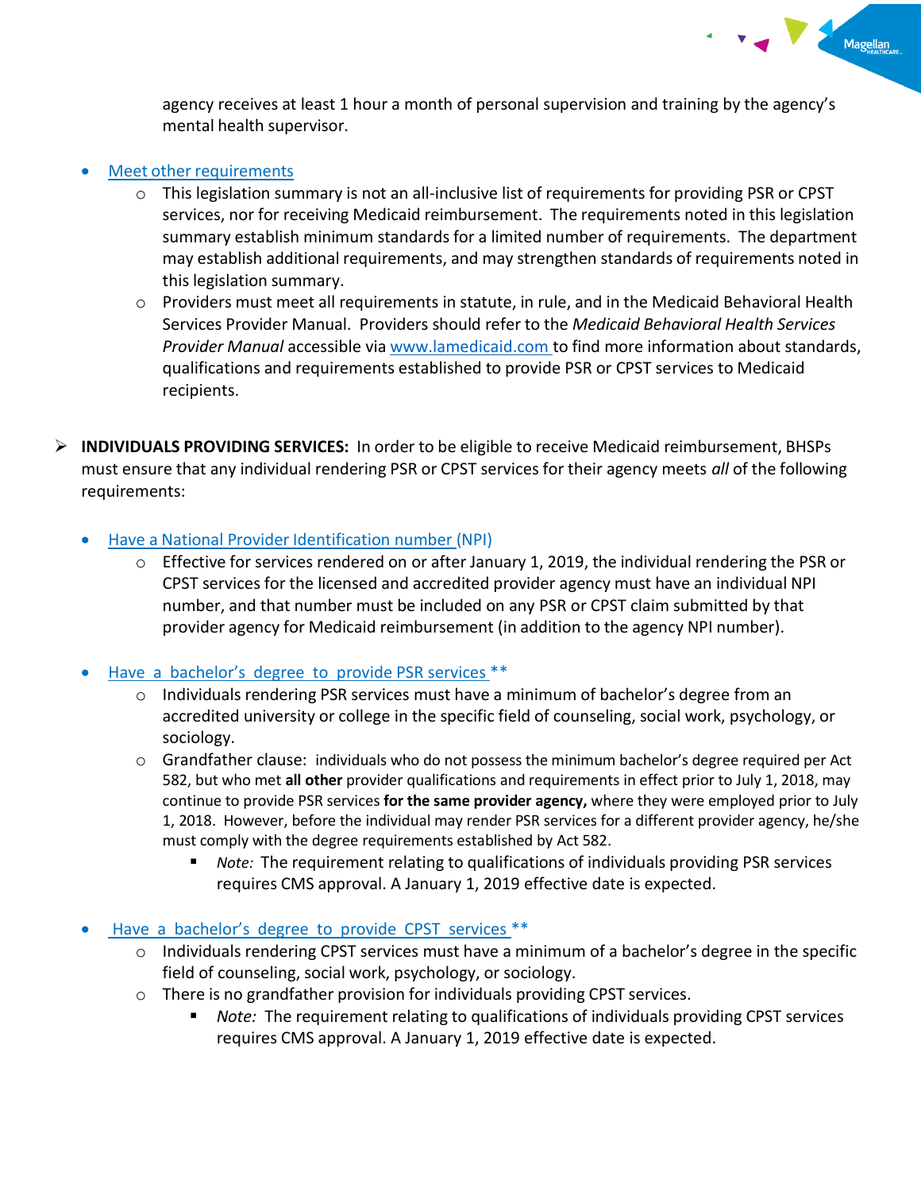agency receives at least 1 hour a month of personal supervision and training by the agency's mental health supervisor.

- Meet other requirements
  - This legislation summary is not an all-inclusive list of requirements for providing PSR or CPST services, nor for receiving Medicaid reimbursement. The requirements noted in this legislation summary establish minimum standards for a limited number of requirements. The department may establish additional requirements, and may strengthen standards of requirements noted in this legislation summary.
  - Providers must meet all requirements in statute, in rule, and in the Medicaid Behavioral Health Services Provider Manual. Providers should refer to the *Medicaid Behavioral Health Services Provider Manual* accessible via www.lamedicaid.com to find more information about standards, qualifications and requirements established to provide PSR or CPST services to Medicaid recipients.

- **INDIVIDUALS PROVIDING SERVICES:** In order to be eligible to receive Medicaid reimbursement, BHSPs must ensure that any individual rendering PSR or CPST services for their agency meets *all* of the following requirements:

  - Have a National Provider Identification number (NPI)
    - Effective for services rendered on or after January 1, 2019, the individual rendering the PSR or CPST services for the licensed and accredited provider agency must have an individual NPI number, and that number must be included on any PSR or CPST claim submitted by that provider agency for Medicaid reimbursement (in addition to the agency NPI number).

  - Have a bachelor's degree to provide PSR services **
    - Individuals rendering PSR services must have a minimum of bachelor's degree from an accredited university or college in the specific field of counseling, social work, psychology, or sociology.
    - Grandfather clause: individuals who do not possess the minimum bachelor's degree required per Act 582, but who met **all other** provider qualifications and requirements in effect prior to July 1, 2018, may continue to provide PSR services **for the same provider agency,** where they were employed prior to July 1, 2018. However, before the individual may render PSR services for a different provider agency, he/she must comply with the degree requirements established by Act 582.
      - *Note:* The requirement relating to qualifications of individuals providing PSR services requires CMS approval. A January 1, 2019 effective date is expected.

  - Have a bachelor's degree to provide CPST services **
    - Individuals rendering CPST services must have a minimum of a bachelor's degree in the specific field of counseling, social work, psychology, or sociology.
    - There is no grandfather provision for individuals providing CPST services.
      - *Note:* The requirement relating to qualifications of individuals providing CPST services requires CMS approval. A January 1, 2019 effective date is expected.